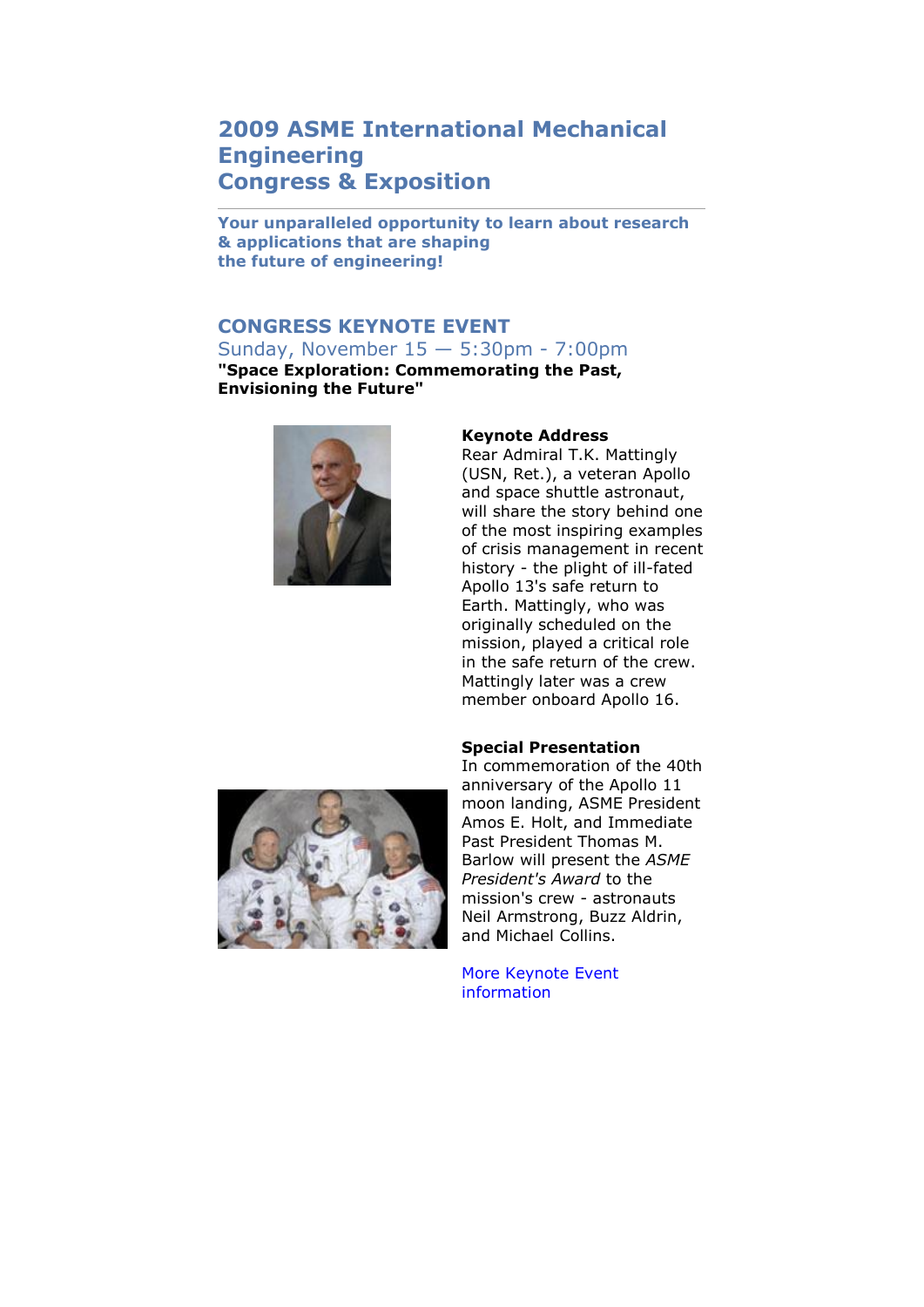# 2009 ASME International Mechanical Engineering Congress & Exposition

**Your unparalleled opportunity to learn about research & applications that are shaping the future of engineering!**

## CONGRESS KEYNOTE EVENT

Sunday, November 15 — 5:30pm - 7:00pm

**"Space Exploration: Commemorating the Past, Envisioning the Future"**

**Keynote Address**

Rear Admiral T.K. Mattingly (USN, Ret.), a veteran Apollo and space shuttle astronaut, will share the story behind one of the most inspiring examples of crisis management in recent history - the plight of ill-fated Apollo 13's safe return to Earth. Mattingly, who was originally scheduled on the mission, played a critical role in the safe return of the crew. Mattingly later was a crew member onboard Apollo 16.

**Special Presentation**

In commemoration of the 40th anniversary of the Apollo 11 moon landing, ASME President Amos E. Holt, and Immediate Past President Thomas M. Barlow will present the *ASME President's Award* to the mission's crew - astronauts Neil Armstrong, Buzz Aldrin, and Michael Collins.

More Keynote Event information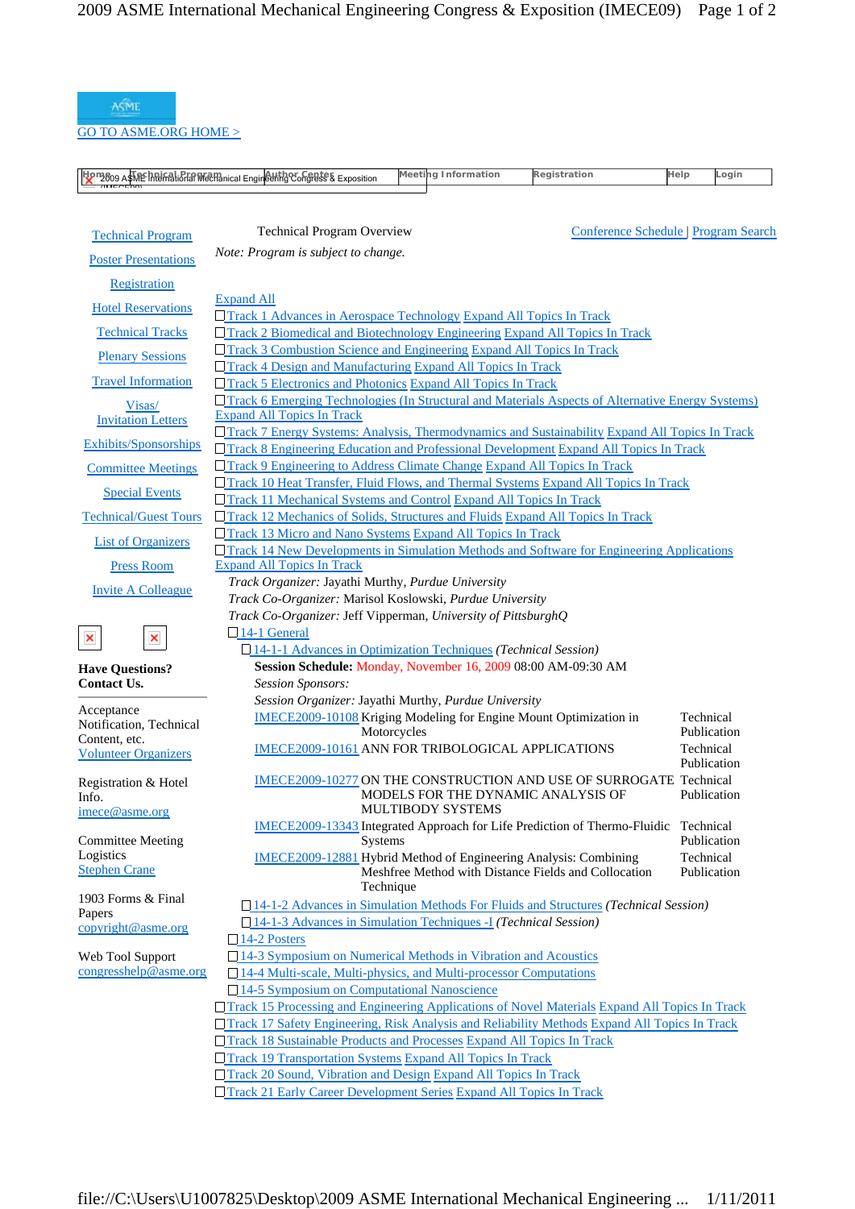ASME

GO TO ASME.ORG HOME >

Home | 2009 ASME International Mechanical Engineering Congress & Exposition (IMECE09) | Technical Program | Author Center | Meeting Information | Registration | Help | Login

- Technical Program
- Poster Presentations
- Registration
- Hotel Reservations
- Technical Tracks
- Plenary Sessions
- Travel Information
- Visas/ Invitation Letters
- Exhibits/Sponsorships
- Committee Meetings
- Special Events
- Technical/Guest Tours
- List of Organizers
- Press Room
- Invite A Colleague

**Have Questions? Contact Us.**

Acceptance Notification, Technical Content, etc.
Volunteer Organizers

Registration & Hotel Info.
imece@asme.org

Committee Meeting Logistics
Stephen Crane

1903 Forms & Final Papers
copyright@asme.org

Web Tool Support
congresshelp@asme.org

Technical Program Overview

Conference Schedule | Program Search

*Note: Program is subject to change.*

Expand All

- Track 1 Advances in Aerospace Technology Expand All Topics In Track
- Track 2 Biomedical and Biotechnology Engineering Expand All Topics In Track
- Track 3 Combustion Science and Engineering Expand All Topics In Track
- Track 4 Design and Manufacturing Expand All Topics In Track
- Track 5 Electronics and Photonics Expand All Topics In Track
- Track 6 Emerging Technologies (In Structural and Materials Aspects of Alternative Energy Systems) Expand All Topics In Track
- Track 7 Energy Systems: Analysis, Thermodynamics and Sustainability Expand All Topics In Track
- Track 8 Engineering Education and Professional Development Expand All Topics In Track
- Track 9 Engineering to Address Climate Change Expand All Topics In Track
- Track 10 Heat Transfer, Fluid Flows, and Thermal Systems Expand All Topics In Track
- Track 11 Mechanical Systems and Control Expand All Topics In Track
- Track 12 Mechanics of Solids, Structures and Fluids Expand All Topics In Track
- Track 13 Micro and Nano Systems Expand All Topics In Track
- Track 14 New Developments in Simulation Methods and Software for Engineering Applications Expand All Topics In Track

  *Track Organizer:* Jayathi Murthy, *Purdue University*
  *Track Co-Organizer:* Marisol Koslowski, *Purdue University*
  *Track Co-Organizer:* Jeff Vipperman, *University of PittsburghQ*

  - 14-1 General
    - 14-1-1 Advances in Optimization Techniques *(Technical Session)*

      **Session Schedule:** Monday, November 16, 2009 08:00 AM-09:30 AM
      *Session Sponsors:*
      *Session Organizer:* Jayathi Murthy, *Purdue University*

      | | | |
      |---|---|---|
      | IMECE2009-10108 | Kriging Modeling for Engine Mount Optimization in Motorcycles | Technical Publication |
      | IMECE2009-10161 | ANN FOR TRIBOLOGICAL APPLICATIONS | Technical Publication |
      | IMECE2009-10277 | ON THE CONSTRUCTION AND USE OF SURROGATE MODELS FOR THE DYNAMIC ANALYSIS OF MULTIBODY SYSTEMS | Technical Publication |
      | IMECE2009-13343 | Integrated Approach for Life Prediction of Thermo-Fluidic Systems | Technical Publication |
      | IMECE2009-12881 | Hybrid Method of Engineering Analysis: Combining Meshfree Method with Distance Fields and Collocation Technique | Technical Publication |

    - 14-1-2 Advances in Simulation Methods For Fluids and Structures *(Technical Session)*
    - 14-1-3 Advances in Simulation Techniques -I *(Technical Session)*
  - 14-2 Posters
  - 14-3 Symposium on Numerical Methods in Vibration and Acoustics
  - 14-4 Multi-scale, Multi-physics, and Multi-processor Computations
  - 14-5 Symposium on Computational Nanoscience
- Track 15 Processing and Engineering Applications of Novel Materials Expand All Topics In Track
- Track 17 Safety Engineering, Risk Analysis and Reliability Methods Expand All Topics In Track
- Track 18 Sustainable Products and Processes Expand All Topics In Track
- Track 19 Transportation Systems Expand All Topics In Track
- Track 20 Sound, Vibration and Design Expand All Topics In Track
- Track 21 Early Career Development Series Expand All Topics In Track